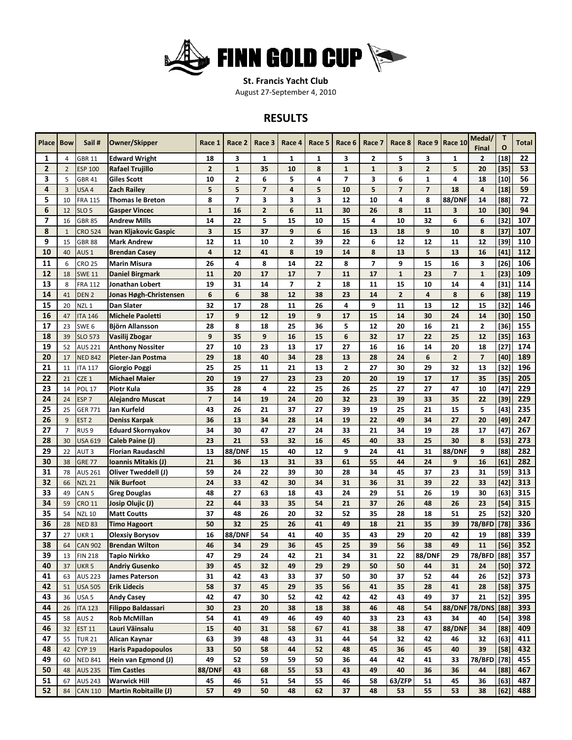# FINN GOLD CUP

**St. Francis Yacht Club**

August 27-September 4, 2010

## RESULTS

| Place | Bow | Sail # | Owner/Skipper | Race 1 | Race 2 | Race 3 | Race 4 | Race 5 | Race 6 | Race 7 | Race 8 | Race 9 | Race 10 | Medal/ Final | T O | Total |
|---|---|---|---|---|---|---|---|---|---|---|---|---|---|---|---|---|
| 1 | 4 | GBR 11 | Edward Wright | 18 | 3 | 1 | 1 | 1 | 3 | 2 | 5 | 3 | 1 | 2 | [18] | 22 |
| 2 | 2 | ESP 100 | Rafael Trujillo | 2 | 1 | 35 | 10 | 8 | 1 | 1 | 3 | 2 | 5 | 20 | [35] | 53 |
| 3 | 5 | GBR 41 | Giles Scott | 10 | 2 | 6 | 5 | 4 | 7 | 3 | 6 | 1 | 4 | 18 | [10] | 56 |
| 4 | 3 | USA 4 | Zach Railey | 5 | 5 | 7 | 4 | 5 | 10 | 5 | 7 | 7 | 18 | 4 | [18] | 59 |
| 5 | 10 | FRA 115 | Thomas le Breton | 8 | 7 | 3 | 3 | 3 | 12 | 10 | 4 | 8 | 88/DNF | 14 | [88] | 72 |
| 6 | 12 | SLO 5 | Gasper Vincec | 1 | 16 | 2 | 6 | 11 | 30 | 26 | 8 | 11 | 3 | 10 | [30] | 94 |
| 7 | 16 | GBR 85 | Andrew Mills | 14 | 22 | 5 | 15 | 10 | 15 | 4 | 10 | 32 | 6 | 6 | [32] | 107 |
| 8 | 1 | CRO 524 | Ivan Kljakovic Gaspic | 3 | 15 | 37 | 9 | 6 | 16 | 13 | 18 | 9 | 10 | 8 | [37] | 107 |
| 9 | 15 | GBR 88 | Mark Andrew | 12 | 11 | 10 | 2 | 39 | 22 | 6 | 12 | 12 | 11 | 12 | [39] | 110 |
| 10 | 40 | AUS 1 | Brendan Casey | 4 | 12 | 41 | 8 | 19 | 14 | 8 | 13 | 5 | 13 | 16 | [41] | 112 |
| 11 | 6 | CRO 25 | Marin Misura | 26 | 4 | 8 | 14 | 22 | 8 | 7 | 9 | 15 | 16 | 3 | [26] | 106 |
| 12 | 18 | SWE 11 | Daniel Birgmark | 11 | 20 | 17 | 17 | 7 | 11 | 17 | 1 | 23 | 7 | 1 | [23] | 109 |
| 13 | 8 | FRA 112 | Jonathan Lobert | 19 | 31 | 14 | 7 | 2 | 18 | 11 | 15 | 10 | 14 | 4 | [31] | 114 |
| 14 | 41 | DEN 2 | Jonas Høgh-Christensen | 6 | 6 | 38 | 12 | 38 | 23 | 14 | 2 | 4 | 8 | 6 | [38] | 119 |
| 15 | 20 | NZL 1 | Dan Slater | 32 | 17 | 28 | 11 | 26 | 4 | 9 | 11 | 13 | 12 | 15 | [32] | 146 |
| 16 | 47 | ITA 146 | Michele Paoletti | 17 | 9 | 12 | 19 | 9 | 17 | 15 | 14 | 30 | 24 | 14 | [30] | 150 |
| 17 | 23 | SWE 6 | Björn Allansson | 28 | 8 | 18 | 25 | 36 | 5 | 12 | 20 | 16 | 21 | 2 | [36] | 155 |
| 18 | 39 | SLO 573 | Vasilij Zbogar | 9 | 35 | 9 | 16 | 15 | 6 | 32 | 17 | 22 | 25 | 12 | [35] | 163 |
| 19 | 52 | AUS 221 | Anthony Nossiter | 27 | 10 | 23 | 13 | 17 | 27 | 16 | 16 | 14 | 20 | 18 | [27] | 174 |
| 20 | 17 | NED 842 | Pieter-Jan Postma | 29 | 18 | 40 | 34 | 28 | 13 | 28 | 24 | 6 | 2 | 7 | [40] | 189 |
| 21 | 11 | ITA 117 | Giorgio Poggi | 25 | 25 | 11 | 21 | 13 | 2 | 27 | 30 | 29 | 32 | 13 | [32] | 196 |
| 22 | 21 | CZE 1 | Michael Maier | 20 | 19 | 27 | 23 | 23 | 20 | 20 | 19 | 17 | 17 | 35 | [35] | 205 |
| 23 | 14 | POL 17 | Piotr Kula | 35 | 28 | 4 | 22 | 25 | 26 | 25 | 27 | 27 | 47 | 10 | [47] | 229 |
| 24 | 24 | ESP 7 | Alejandro Muscat | 7 | 14 | 19 | 24 | 20 | 32 | 23 | 39 | 33 | 35 | 22 | [39] | 229 |
| 25 | 25 | GER 771 | Jan Kurfeld | 43 | 26 | 21 | 37 | 27 | 39 | 19 | 25 | 21 | 15 | 5 | [43] | 235 |
| 26 | 9 | EST 2 | Deniss Karpak | 36 | 13 | 34 | 28 | 14 | 19 | 22 | 49 | 34 | 27 | 20 | [49] | 247 |
| 27 | 7 | RUS 9 | Eduard Skornyakov | 34 | 30 | 47 | 27 | 24 | 33 | 21 | 34 | 19 | 28 | 17 | [47] | 267 |
| 28 | 30 | USA 619 | Caleb Paine (J) | 23 | 21 | 53 | 32 | 16 | 45 | 40 | 33 | 25 | 30 | 8 | [53] | 273 |
| 29 | 22 | AUT 3 | Florian Raudaschl | 13 | 88/DNF | 15 | 40 | 12 | 9 | 24 | 41 | 31 | 88/DNF | 9 | [88] | 282 |
| 30 | 38 | GRE 77 | Ioannis Mitakis (J) | 21 | 36 | 13 | 31 | 33 | 61 | 55 | 44 | 24 | 9 | 16 | [61] | 282 |
| 31 | 78 | AUS 261 | Oliver Tweddell (J) | 59 | 24 | 22 | 39 | 30 | 28 | 34 | 45 | 37 | 23 | 31 | [59] | 313 |
| 32 | 66 | NZL 21 | Nik Burfoot | 24 | 33 | 42 | 30 | 34 | 31 | 36 | 31 | 39 | 22 | 33 | [42] | 313 |
| 33 | 49 | CAN 5 | Greg Douglas | 48 | 27 | 63 | 18 | 43 | 24 | 29 | 51 | 26 | 19 | 30 | [63] | 315 |
| 34 | 59 | CRO 11 | Josip Olujic (J) | 22 | 44 | 33 | 35 | 54 | 21 | 37 | 26 | 48 | 26 | 23 | [54] | 315 |
| 35 | 54 | NZL 10 | Matt Coutts | 37 | 48 | 26 | 20 | 32 | 52 | 35 | 28 | 18 | 51 | 25 | [52] | 320 |
| 36 | 28 | NED 83 | Timo Hagoort | 50 | 32 | 25 | 26 | 41 | 49 | 18 | 21 | 35 | 39 | 78/BFD | [78] | 336 |
| 37 | 27 | UKR 1 | Olexsiy Borysov | 16 | 88/DNF | 54 | 41 | 40 | 35 | 43 | 29 | 20 | 42 | 19 | [88] | 339 |
| 38 | 64 | CAN 902 | Brendan Wilton | 46 | 34 | 29 | 36 | 45 | 25 | 39 | 56 | 38 | 49 | 11 | [56] | 352 |
| 39 | 13 | FIN 218 | Tapio Nirkko | 47 | 29 | 24 | 42 | 21 | 34 | 31 | 22 | 88/DNF | 29 | 78/BFD | [88] | 357 |
| 40 | 37 | UKR 5 | Andriy Gusenko | 39 | 45 | 32 | 49 | 29 | 29 | 50 | 50 | 44 | 31 | 24 | [50] | 372 |
| 41 | 63 | AUS 223 | James Paterson | 31 | 42 | 43 | 33 | 37 | 50 | 30 | 37 | 52 | 44 | 26 | [52] | 373 |
| 42 | 51 | USA 505 | Erik Lidecis | 58 | 37 | 45 | 29 | 35 | 56 | 41 | 35 | 28 | 41 | 28 | [58] | 375 |
| 43 | 36 | USA 5 | Andy Casey | 42 | 47 | 30 | 52 | 42 | 42 | 42 | 43 | 49 | 37 | 21 | [52] | 395 |
| 44 | 26 | ITA 123 | Filippo Baldassari | 30 | 23 | 20 | 38 | 18 | 38 | 46 | 48 | 54 | 88/DNF | 78/DNS | [88] | 393 |
| 45 | 58 | AUS 2 | Rob McMillan | 54 | 41 | 49 | 46 | 49 | 40 | 33 | 23 | 43 | 34 | 40 | [54] | 398 |
| 46 | 32 | EST 11 | Lauri Väinsalu | 15 | 40 | 31 | 58 | 67 | 41 | 38 | 38 | 47 | 88/DNF | 34 | [88] | 409 |
| 47 | 55 | TUR 21 | Alican Kaynar | 63 | 39 | 48 | 43 | 31 | 44 | 54 | 32 | 42 | 46 | 32 | [63] | 411 |
| 48 | 42 | CYP 19 | Haris Papadopoulos | 33 | 50 | 58 | 44 | 52 | 48 | 45 | 36 | 45 | 40 | 39 | [58] | 432 |
| 49 | 60 | NED 841 | Hein van Egmond (J) | 49 | 52 | 59 | 59 | 50 | 36 | 44 | 42 | 41 | 33 | 78/BFD | [78] | 455 |
| 50 | 48 | AUS 235 | Tim Castles | 88/DNF | 43 | 68 | 55 | 53 | 43 | 49 | 40 | 36 | 36 | 44 | [88] | 467 |
| 51 | 67 | AUS 243 | Warwick Hill | 45 | 46 | 51 | 54 | 55 | 46 | 58 | 63/ZFP | 51 | 45 | 36 | [63] | 487 |
| 52 | 84 | CAN 110 | Martin Robitaille (J) | 57 | 49 | 50 | 48 | 62 | 37 | 48 | 53 | 55 | 53 | 38 | [62] | 488 |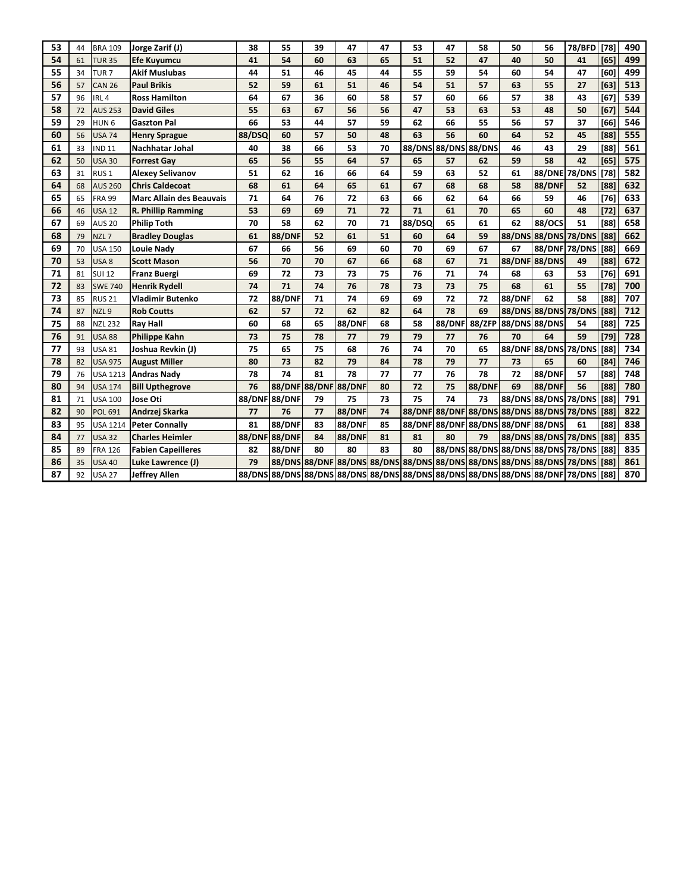| | | | | | | | | | | | | | | | | | |
|---|---|---|---|---|---|---|---|---|---|---|---|---|---|---|---|---|---|
| 53 | 44 | BRA 109 | Jorge Zarif (J) | 38 | 55 | 39 | 47 | 47 | 53 | 47 | 58 | 50 | 56 | 78/BFD | [78] | 490 |
| 54 | 61 | TUR 35 | Efe Kuyumcu | 41 | 54 | 60 | 63 | 65 | 51 | 52 | 47 | 40 | 50 | 41 | [65] | 499 |
| 55 | 34 | TUR 7 | Akif Muslubas | 44 | 51 | 46 | 45 | 44 | 55 | 59 | 54 | 60 | 54 | 47 | [60] | 499 |
| 56 | 57 | CAN 26 | Paul Brikis | 52 | 59 | 61 | 51 | 46 | 54 | 51 | 57 | 63 | 55 | 27 | [63] | 513 |
| 57 | 96 | IRL 4 | Ross Hamilton | 64 | 67 | 36 | 60 | 58 | 57 | 60 | 66 | 57 | 38 | 43 | [67] | 539 |
| 58 | 72 | AUS 253 | David Giles | 55 | 63 | 67 | 56 | 56 | 47 | 53 | 63 | 53 | 48 | 50 | [67] | 544 |
| 59 | 29 | HUN 6 | Gaszton Pal | 66 | 53 | 44 | 57 | 59 | 62 | 66 | 55 | 56 | 57 | 37 | [66] | 546 |
| 60 | 56 | USA 74 | Henry Sprague | 88/DSQ | 60 | 57 | 50 | 48 | 63 | 56 | 60 | 64 | 52 | 45 | [88] | 555 |
| 61 | 33 | IND 11 | Nachhatar Johal | 40 | 38 | 66 | 53 | 70 | 88/DNS | 88/DNS | 88/DNS | 46 | 43 | 29 | [88] | 561 |
| 62 | 50 | USA 30 | Forrest Gay | 65 | 56 | 55 | 64 | 57 | 65 | 57 | 62 | 59 | 58 | 42 | [65] | 575 |
| 63 | 31 | RUS 1 | Alexey Selivanov | 51 | 62 | 16 | 66 | 64 | 59 | 63 | 52 | 61 | 88/DNE | 78/DNS | [78] | 582 |
| 64 | 68 | AUS 260 | Chris Caldecoat | 68 | 61 | 64 | 65 | 61 | 67 | 68 | 68 | 58 | 88/DNF | 52 | [88] | 632 |
| 65 | 65 | FRA 99 | Marc Allain des Beauvais | 71 | 64 | 76 | 72 | 63 | 66 | 62 | 64 | 66 | 59 | 46 | [76] | 633 |
| 66 | 46 | USA 12 | R. Phillip Ramming | 53 | 69 | 69 | 71 | 72 | 71 | 61 | 70 | 65 | 60 | 48 | [72] | 637 |
| 67 | 69 | AUS 20 | Philip Toth | 70 | 58 | 62 | 70 | 71 | 88/DSQ | 65 | 61 | 62 | 88/OCS | 51 | [88] | 658 |
| 68 | 79 | NZL 7 | Bradley Douglas | 61 | 88/DNF | 52 | 61 | 51 | 60 | 64 | 59 | 88/DNS | 88/DNS | 78/DNS | [88] | 662 |
| 69 | 70 | USA 150 | Louie Nady | 67 | 66 | 56 | 69 | 60 | 70 | 69 | 67 | 67 | 88/DNF | 78/DNS | [88] | 669 |
| 70 | 53 | USA 8 | Scott Mason | 56 | 70 | 70 | 67 | 66 | 68 | 67 | 71 | 88/DNF | 88/DNS | 49 | [88] | 672 |
| 71 | 81 | SUI 12 | Franz Buergi | 69 | 72 | 73 | 73 | 75 | 76 | 71 | 74 | 68 | 63 | 53 | [76] | 691 |
| 72 | 83 | SWE 740 | Henrik Rydell | 74 | 71 | 74 | 76 | 78 | 73 | 73 | 75 | 68 | 61 | 55 | [78] | 700 |
| 73 | 85 | RUS 21 | Vladimir Butenko | 72 | 88/DNF | 71 | 74 | 69 | 69 | 72 | 72 | 88/DNF | 62 | 58 | [88] | 707 |
| 74 | 87 | NZL 9 | Rob Coutts | 62 | 57 | 72 | 62 | 82 | 64 | 78 | 69 | 88/DNS | 88/DNS | 78/DNS | [88] | 712 |
| 75 | 88 | NZL 232 | Ray Hall | 60 | 68 | 65 | 88/DNF | 68 | 58 | 88/DNF | 88/ZFP | 88/DNS | 88/DNS | 54 | [88] | 725 |
| 76 | 91 | USA 88 | Philippe Kahn | 73 | 75 | 78 | 77 | 79 | 79 | 77 | 76 | 70 | 64 | 59 | [79] | 728 |
| 77 | 93 | USA 81 | Joshua Revkin (J) | 75 | 65 | 75 | 68 | 76 | 74 | 70 | 65 | 88/DNF | 88/DNS | 78/DNS | [88] | 734 |
| 78 | 82 | USA 975 | August Miller | 80 | 73 | 82 | 79 | 84 | 78 | 79 | 77 | 73 | 65 | 60 | [84] | 746 |
| 79 | 76 | USA 1213 | Andras Nady | 78 | 74 | 81 | 78 | 77 | 77 | 76 | 78 | 72 | 88/DNF | 57 | [88] | 748 |
| 80 | 94 | USA 174 | Bill Upthegrove | 76 | 88/DNF | 88/DNF | 88/DNF | 80 | 72 | 75 | 88/DNF | 69 | 88/DNF | 56 | [88] | 780 |
| 81 | 71 | USA 100 | Jose Oti | 88/DNF | 88/DNF | 79 | 75 | 73 | 75 | 74 | 73 | 88/DNS | 88/DNS | 78/DNS | [88] | 791 |
| 82 | 90 | POL 691 | Andrzej Skarka | 77 | 76 | 77 | 88/DNF | 74 | 88/DNF | 88/DNF | 88/DNS | 88/DNS | 88/DNS | 78/DNS | [88] | 822 |
| 83 | 95 | USA 1214 | Peter Connally | 81 | 88/DNF | 83 | 88/DNF | 85 | 88/DNF | 88/DNF | 88/DNS | 88/DNF | 88/DNS | 61 | [88] | 838 |
| 84 | 77 | USA 32 | Charles Heimler | 88/DNF | 88/DNF | 84 | 88/DNF | 81 | 81 | 80 | 79 | 88/DNS | 88/DNS | 78/DNS | [88] | 835 |
| 85 | 89 | FRA 126 | Fabien Capeilleres | 82 | 88/DNF | 80 | 80 | 83 | 80 | 88/DNS | 88/DNS | 88/DNS | 88/DNS | 78/DNS | [88] | 835 |
| 86 | 35 | USA 40 | Luke Lawrence (J) | 79 | 88/DNS | 88/DNF | 88/DNS | 88/DNS | 88/DNS | 88/DNS | 88/DNS | 88/DNS | 88/DNS | 78/DNS | [88] | 861 |
| 87 | 92 | USA 27 | Jeffrey Allen | 88/DNS | 88/DNS | 88/DNS | 88/DNS | 88/DNS | 88/DNS | 88/DNS | 88/DNS | 88/DNS | 88/DNF | 78/DNS | [88] | 870 |